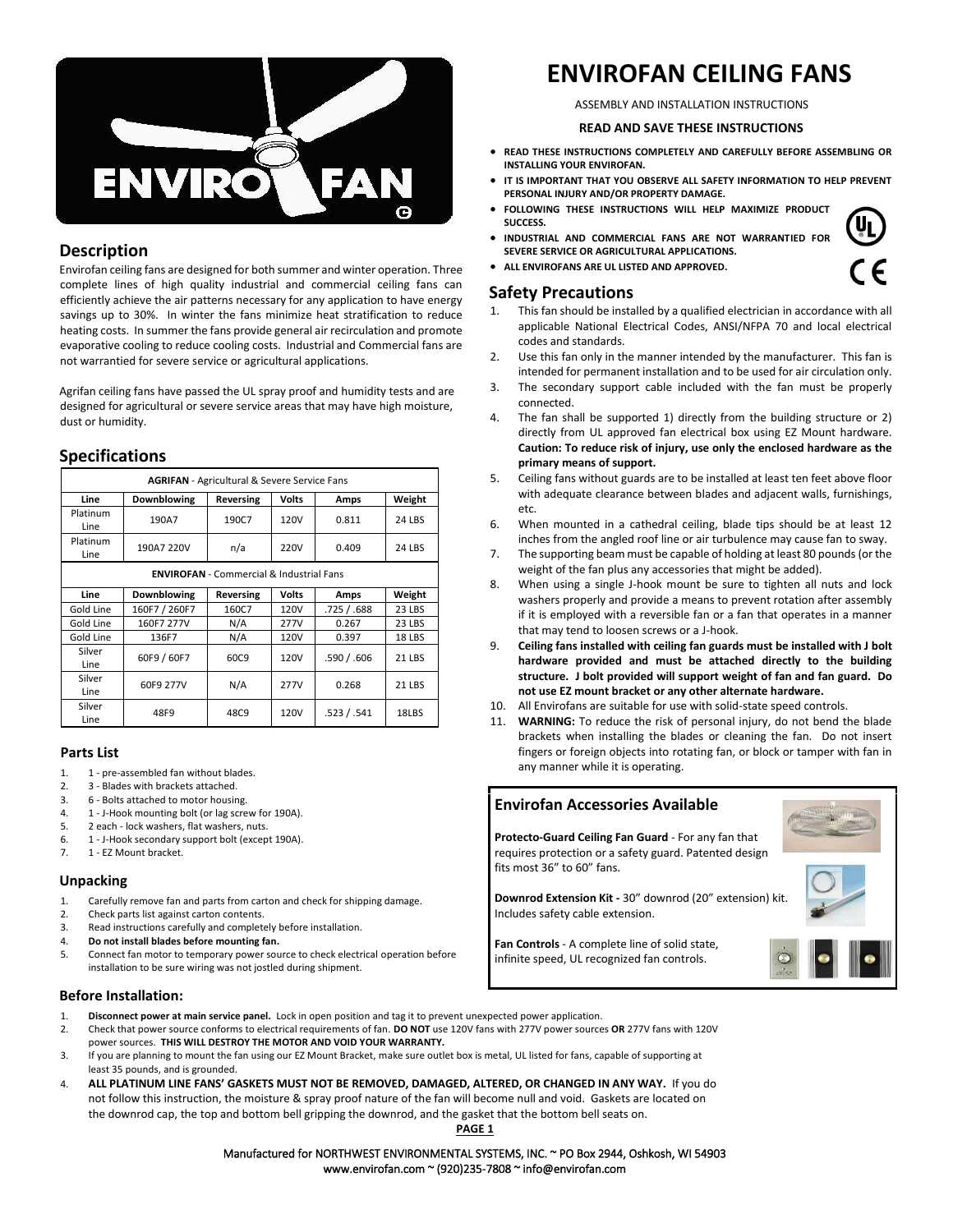# ENVIROFAN CEILING FANS

ASSEMBLY AND INSTALLATION INSTRUCTIONS

**READ AND SAVE THESE INSTRUCTIONS**

- **READ THESE INSTRUCTIONS COMPLETELY AND CAREFULLY BEFORE ASSEMBLING OR INSTALLING YOUR ENVIROFAN.**
- **IT IS IMPORTANT THAT YOU OBSERVE ALL SAFETY INFORMATION TO HELP PREVENT PERSONAL INJURY AND/OR PROPERTY DAMAGE.**
- **FOLLOWING THESE INSTRUCTIONS WILL HELP MAXIMIZE PRODUCT SUCCESS.**
- **INDUSTRIAL AND COMMERCIAL FANS ARE NOT WARRANTIED FOR SEVERE SERVICE OR AGRICULTURAL APPLICATIONS.**
- **ALL ENVIROFANS ARE UL LISTED AND APPROVED.**

## Description

Envirofan ceiling fans are designed for both summer and winter operation. Three complete lines of high quality industrial and commercial ceiling fans can efficiently achieve the air patterns necessary for any application to have energy savings up to 30%. In winter the fans minimize heat stratification to reduce heating costs. In summer the fans provide general air recirculation and promote evaporative cooling to reduce cooling costs. Industrial and Commercial fans are not warrantied for severe service or agricultural applications.

Agrifan ceiling fans have passed the UL spray proof and humidity tests and are designed for agricultural or severe service areas that may have high moisture, dust or humidity.

## Specifications

| **AGRIFAN** - Agricultural & Severe Service Fans | | | | | |
|---|---|---|---|---|---|
| **Line** | **Downblowing** | **Reversing** | **Volts** | **Amps** | **Weight** |
| Platinum Line | 190A7 | 190C7 | 120V | 0.811 | 24 LBS |
| Platinum Line | 190A7 220V | n/a | 220V | 0.409 | 24 LBS |
| **ENVIROFAN** - Commercial & Industrial Fans | | | | | |
| **Line** | **Downblowing** | **Reversing** | **Volts** | **Amps** | **Weight** |
| Gold Line | 160F7 / 260F7 | 160C7 | 120V | .725 / .688 | 23 LBS |
| Gold Line | 160F7 277V | N/A | 277V | 0.267 | 23 LBS |
| Gold Line | 136F7 | N/A | 120V | 0.397 | 18 LBS |
| Silver Line | 60F9 / 60F7 | 60C9 | 120V | .590 / .606 | 21 LBS |
| Silver Line | 60F9 277V | N/A | 277V | 0.268 | 21 LBS |
| Silver Line | 48F9 | 48C9 | 120V | .523 / .541 | 18LBS |

### Parts List

1. 1 - pre-assembled fan without blades.
2. 3 - Blades with brackets attached.
3. 6 - Bolts attached to motor housing.
4. 1 - J-Hook mounting bolt (or lag screw for 190A).
5. 2 each - lock washers, flat washers, nuts.
6. 1 - J-Hook secondary support bolt (except 190A).
7. 1 - EZ Mount bracket.

### Unpacking

1. Carefully remove fan and parts from carton and check for shipping damage.
2. Check parts list against carton contents.
3. Read instructions carefully and completely before installation.
4. **Do not install blades before mounting fan.**
5. Connect fan motor to temporary power source to check electrical operation before installation to be sure wiring was not jostled during shipment.

## Safety Precautions

1. This fan should be installed by a qualified electrician in accordance with all applicable National Electrical Codes, ANSI/NFPA 70 and local electrical codes and standards.
2. Use this fan only in the manner intended by the manufacturer. This fan is intended for permanent installation and to be used for air circulation only.
3. The secondary support cable included with the fan must be properly connected.
4. The fan shall be supported 1) directly from the building structure or 2) directly from UL approved fan electrical box using EZ Mount hardware. **Caution: To reduce risk of injury, use only the enclosed hardware as the primary means of support.**
5. Ceiling fans without guards are to be installed at least ten feet above floor with adequate clearance between blades and adjacent walls, furnishings, etc.
6. When mounted in a cathedral ceiling, blade tips should be at least 12 inches from the angled roof line or air turbulence may cause fan to sway.
7. The supporting beam must be capable of holding at least 80 pounds (or the weight of the fan plus any accessories that might be added).
8. When using a single J-hook mount be sure to tighten all nuts and lock washers properly and provide a means to prevent rotation after assembly if it is employed with a reversible fan or a fan that operates in a manner that may tend to loosen screws or a J-hook.
9. **Ceiling fans installed with ceiling fan guards must be installed with J bolt hardware provided and must be attached directly to the building structure. J bolt provided will support weight of fan and fan guard. Do not use EZ mount bracket or any other alternate hardware.**
10. All Envirofans are suitable for use with solid-state speed controls.
11. **WARNING:** To reduce the risk of personal injury, do not bend the blade brackets when installing the blades or cleaning the fan. Do not insert fingers or foreign objects into rotating fan, or block or tamper with fan in any manner while it is operating.

## Envirofan Accessories Available

**Protecto-Guard Ceiling Fan Guard** - For any fan that requires protection or a safety guard. Patented design fits most 36" to 60" fans.

**Downrod Extension Kit -** 30" downrod (20" extension) kit. Includes safety cable extension.

**Fan Controls** - A complete line of solid state, infinite speed, UL recognized fan controls.

### Before Installation:

1. **Disconnect power at main service panel.** Lock in open position and tag it to prevent unexpected power application.
2. Check that power source conforms to electrical requirements of fan. **DO NOT** use 120V fans with 277V power sources **OR** 277V fans with 120V power sources. **THIS WILL DESTROY THE MOTOR AND VOID YOUR WARRANTY.**
3. If you are planning to mount the fan using our EZ Mount Bracket, make sure outlet box is metal, UL listed for fans, capable of supporting at least 35 pounds, and is grounded.
4. **ALL PLATINUM LINE FANS' GASKETS MUST NOT BE REMOVED, DAMAGED, ALTERED, OR CHANGED IN ANY WAY.** If you do not follow this instruction, the moisture & spray proof nature of the fan will become null and void. Gaskets are located on the downrod cap, the top and bottom bell gripping the downrod, and the gasket that the bottom bell seats on.

Manufactured for NORTHWEST ENVIRONMENTAL SYSTEMS, INC. ~ PO Box 2944, Oshkosh, WI 54903
www.envirofan.com ~ (920)235-7808 ~ info@envirofan.com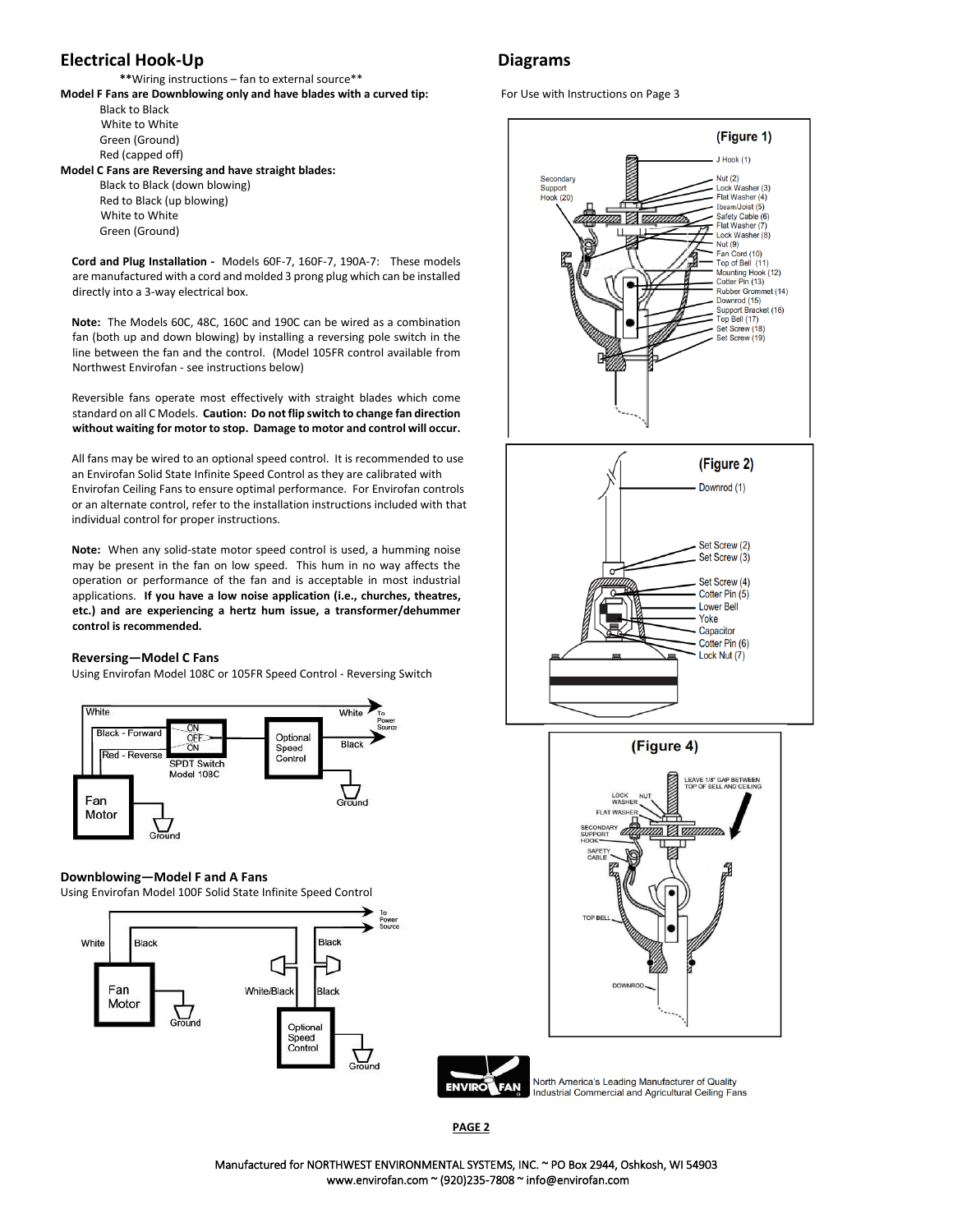## Electrical Hook-Up

**Wiring instructions – fan to external source**

**Model F Fans are Downblowing only and have blades with a curved tip:**

- Black to Black
- White to White
- Green (Ground)
- Red (capped off)

**Model C Fans are Reversing and have straight blades:**

- Black to Black (down blowing)
- Red to Black (up blowing)
- White to White
- Green (Ground)

**Cord and Plug Installation -** Models 60F-7, 160F-7, 190A-7: These models are manufactured with a cord and molded 3 prong plug which can be installed directly into a 3-way electrical box.

**Note:** The Models 60C, 48C, 160C and 190C can be wired as a combination fan (both up and down blowing) by installing a reversing pole switch in the line between the fan and the control. (Model 105FR control available from Northwest Envirofan - see instructions below)

Reversible fans operate most effectively with straight blades which come standard on all C Models. **Caution: Do not flip switch to change fan direction without waiting for motor to stop. Damage to motor and control will occur.**

All fans may be wired to an optional speed control. It is recommended to use an Envirofan Solid State Infinite Speed Control as they are calibrated with Envirofan Ceiling Fans to ensure optimal performance. For Envirofan controls or an alternate control, refer to the installation instructions included with that individual control for proper instructions.

**Note:** When any solid-state motor speed control is used, a humming noise may be present in the fan on low speed. This hum in no way affects the operation or performance of the fan and is acceptable in most industrial applications. **If you have a low noise application (i.e., churches, theatres, etc.) and are experiencing a hertz hum issue, a transformer/dehummer control is recommended.**

### Reversing—Model C Fans

Using Envirofan Model 108C or 105FR Speed Control - Reversing Switch

White — White — To Power Source
Black - Forward — ON / OFF / ON — Red - Reverse — SPDT Switch Model 108C
Optional Speed Control — Black
Fan Motor — Ground — Ground

### Downblowing—Model F and A Fans

Using Envirofan Model 100F Solid State Infinite Speed Control

White — Black — Black — To Power Source
Fan Motor — Ground
White/Black — Black
Optional Speed Control — Ground

## Diagrams

For Use with Instructions on Page 3

**(Figure 1)**

J Hook (1), Nut (2), Lock Washer (3), Flat Washer (4), Ibeam/Joist (5), Safety Cable (6), Flat Washer (7), Lock Washer (8), Nut (9), Fan Cord (10), Top of Bell (11), Mounting Hook (12), Cotter Pin (13), Rubber Grommet (14), Downrod (15), Support Bracket (16), Top Bell (17), Set Screw (18), Set Screw (19), Secondary Support Hook (20)

**(Figure 2)**

Downrod (1), Set Screw (2), Set Screw (3), Set Screw (4), Cotter Pin (5), Lower Bell, Yoke, Capacitor, Cotter Pin (6), Lock Nut (7)

**(Figure 4)**

LEAVE 1/8" GAP BETWEEN TOP OF BELL AND CEILING
LOCK WASHER, NUT, FLAT WASHER, SECONDARY SUPPORT HOOK, SAFETY CABLE, TOP BELL, DOWNROD

ENVIRO FAN — North America's Leading Manufacturer of Quality Industrial Commercial and Agricultural Ceiling Fans

Manufactured for NORTHWEST ENVIRONMENTAL SYSTEMS, INC. ~ PO Box 2944, Oshkosh, WI 54903
www.envirofan.com ~ (920)235-7808 ~ info@envirofan.com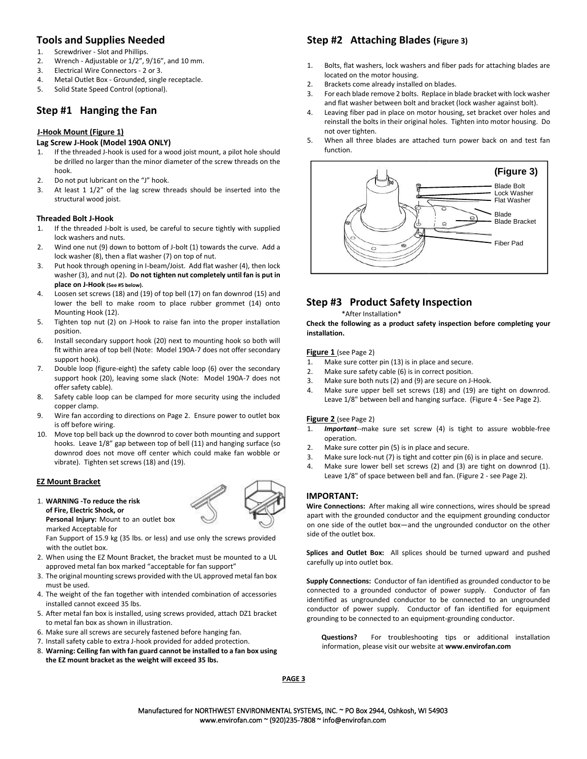## Tools and Supplies Needed

1. Screwdriver - Slot and Phillips.
2. Wrench - Adjustable or 1/2", 9/16", and 10 mm.
3. Electrical Wire Connectors - 2 or 3.
4. Metal Outlet Box - Grounded, single receptacle.
5. Solid State Speed Control (optional).

## Step #1 Hanging the Fan

**J-Hook Mount (Figure 1)**

**Lag Screw J-Hook (Model 190A ONLY)**

1. If the threaded J-hook is used for a wood joist mount, a pilot hole should be drilled no larger than the minor diameter of the screw threads on the hook.
2. Do not put lubricant on the "J" hook.
3. At least 1 1/2" of the lag screw threads should be inserted into the structural wood joist.

**Threaded Bolt J-Hook**

1. If the threaded J-bolt is used, be careful to secure tightly with supplied lock washers and nuts.
2. Wind one nut (9) down to bottom of J-bolt (1) towards the curve. Add a lock washer (8), then a flat washer (7) on top of nut.
3. Put hook through opening in I-beam/Joist. Add flat washer (4), then lock washer (3), and nut (2). **Do not tighten nut completely until fan is put in place on J-Hook (See #5 below)**.
4. Loosen set screws (18) and (19) of top bell (17) on fan downrod (15) and lower the bell to make room to place rubber grommet (14) onto Mounting Hook (12).
5. Tighten top nut (2) on J-Hook to raise fan into the proper installation position.
6. Install secondary support hook (20) next to mounting hook so both will fit within area of top bell (Note: Model 190A-7 does not offer secondary support hook).
7. Double loop (figure-eight) the safety cable loop (6) over the secondary support hook (20), leaving some slack (Note: Model 190A-7 does not offer safety cable).
8. Safety cable loop can be clamped for more security using the included copper clamp.
9. Wire fan according to directions on Page 2. Ensure power to outlet box is off before wiring.
10. Move top bell back up the downrod to cover both mounting and support hooks. Leave 1/8" gap between top of bell (11) and hanging surface (so downrod does not move off center which could make fan wobble or vibrate). Tighten set screws (18) and (19).

**EZ Mount Bracket**

1. **WARNING -To reduce the risk of Fire, Electric Shock, or Personal Injury:** Mount to an outlet box marked Acceptable for Fan Support of 15.9 kg (35 lbs. or less) and use only the screws provided with the outlet box.
2. When using the EZ Mount Bracket, the bracket must be mounted to a UL approved metal fan box marked "acceptable for fan support"
3. The original mounting screws provided with the UL approved metal fan box must be used.
4. The weight of the fan together with intended combination of accessories installed cannot exceed 35 lbs.
5. After metal fan box is installed, using screws provided, attach DZ1 bracket to metal fan box as shown in illustration.
6. Make sure all screws are securely fastened before hanging fan.
7. Install safety cable to extra J-hook provided for added protection.
8. **Warning: Ceiling fan with fan guard cannot be installed to a fan box using the EZ mount bracket as the weight will exceed 35 lbs.**

## Step #2 Attaching Blades (Figure 3)

1. Bolts, flat washers, lock washers and fiber pads for attaching blades are located on the motor housing.
2. Brackets come already installed on blades.
3. For each blade remove 2 bolts. Replace in blade bracket with lock washer and flat washer between bolt and bracket (lock washer against bolt).
4. Leaving fiber pad in place on motor housing, set bracket over holes and reinstall the bolts in their original holes. Tighten into motor housing. Do not over tighten.
5. When all three blades are attached turn power back on and test fan function.

**(Figure 3)**

Blade Bolt
Lock Washer
Flat Washer
Blade
Blade Bracket
Fiber Pad

## Step #3 Product Safety Inspection

\*After Installation\*

**Check the following as a product safety inspection before completing your installation.**

**Figure 1** (see Page 2)

1. Make sure cotter pin (13) is in place and secure.
2. Make sure safety cable (6) is in correct position.
3. Make sure both nuts (2) and (9) are secure on J-Hook.
4. Make sure upper bell set screws (18) and (19) are tight on downrod. Leave 1/8" between bell and hanging surface. (Figure 4 - See Page 2).

**Figure 2** (see Page 2)

1. ***Important***--make sure set screw (4) is tight to assure wobble-free operation.
2. Make sure cotter pin (5) is in place and secure.
3. Make sure lock-nut (7) is tight and cotter pin (6) is in place and secure.
4. Make sure lower bell set screws (2) and (3) are tight on downrod (1). Leave 1/8" of space between bell and fan. (Figure 2 - see Page 2).

### IMPORTANT:

**Wire Connections:** After making all wire connections, wires should be spread apart with the grounded conductor and the equipment grounding conductor on one side of the outlet box—and the ungrounded conductor on the other side of the outlet box.

**Splices and Outlet Box:** All splices should be turned upward and pushed carefully up into outlet box.

**Supply Connections:** Conductor of fan identified as grounded conductor to be connected to a grounded conductor of power supply. Conductor of fan identified as ungrounded conductor to be connected to an ungrounded conductor of power supply. Conductor of fan identified for equipment grounding to be connected to an equipment-grounding conductor.

**Questions?** For troubleshooting tips or additional installation information, please visit our website at **www.envirofan.com**

Manufactured for NORTHWEST ENVIRONMENTAL SYSTEMS, INC. ~ PO Box 2944, Oshkosh, WI 54903
www.envirofan.com ~ (920)235-7808 ~ info@envirofan.com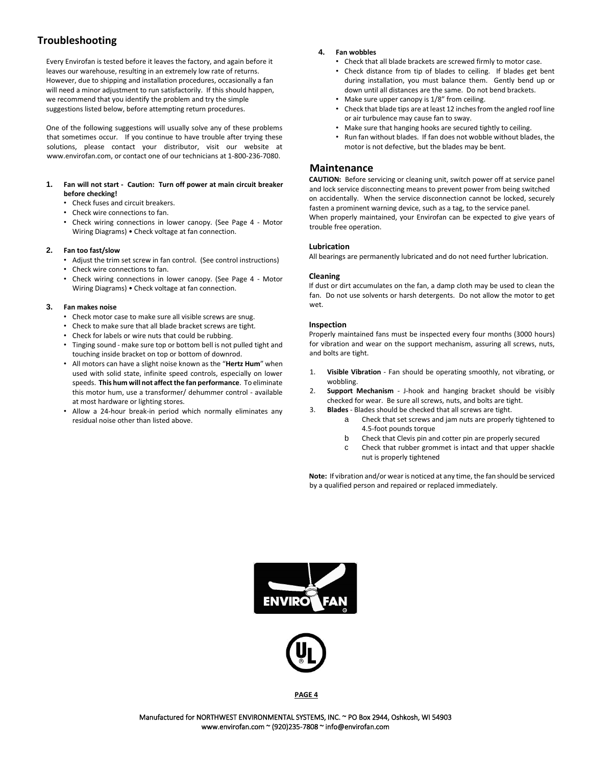## Troubleshooting

Every Envirofan is tested before it leaves the factory, and again before it leaves our warehouse, resulting in an extremely low rate of returns. However, due to shipping and installation procedures, occasionally a fan will need a minor adjustment to run satisfactorily. If this should happen, we recommend that you identify the problem and try the simple suggestions listed below, before attempting return procedures.

One of the following suggestions will usually solve any of these problems that sometimes occur. If you continue to have trouble after trying these solutions, please contact your distributor, visit our website at www.envirofan.com, or contact one of our technicians at 1-800-236-7080.

1. **Fan will not start - Caution: Turn off power at main circuit breaker before checking!**
   - Check fuses and circuit breakers.
   - Check wire connections to fan.
   - Check wiring connections in lower canopy. (See Page 4 - Motor Wiring Diagrams) • Check voltage at fan connection.

2. **Fan too fast/slow**
   - Adjust the trim set screw in fan control. (See control instructions)
   - Check wire connections to fan.
   - Check wiring connections in lower canopy. (See Page 4 - Motor Wiring Diagrams) • Check voltage at fan connection.

3. **Fan makes noise**
   - Check motor case to make sure all visible screws are snug.
   - Check to make sure that all blade bracket screws are tight.
   - Check for labels or wire nuts that could be rubbing.
   - Tinging sound - make sure top or bottom bell is not pulled tight and touching inside bracket on top or bottom of downrod.
   - All motors can have a slight noise known as the "**Hertz Hum**" when used with solid state, infinite speed controls, especially on lower speeds. **This hum will not affect the fan performance**. To eliminate this motor hum, use a transformer/ dehummer control - available at most hardware or lighting stores.
   - Allow a 24-hour break-in period which normally eliminates any residual noise other than listed above.

4. **Fan wobbles**
   - Check that all blade brackets are screwed firmly to motor case.
   - Check distance from tip of blades to ceiling. If blades get bent during installation, you must balance them. Gently bend up or down until all distances are the same. Do not bend brackets.
   - Make sure upper canopy is 1/8" from ceiling.
   - Check that blade tips are at least 12 inches from the angled roof line or air turbulence may cause fan to sway.
   - Make sure that hanging hooks are secured tightly to ceiling.
   - Run fan without blades. If fan does not wobble without blades, the motor is not defective, but the blades may be bent.

## Maintenance

**CAUTION:** Before servicing or cleaning unit, switch power off at service panel and lock service disconnecting means to prevent power from being switched on accidentally. When the service disconnection cannot be locked, securely fasten a prominent warning device, such as a tag, to the service panel.
When properly maintained, your Envirofan can be expected to give years of trouble free operation.

### Lubrication

All bearings are permanently lubricated and do not need further lubrication.

### Cleaning

If dust or dirt accumulates on the fan, a damp cloth may be used to clean the fan. Do not use solvents or harsh detergents. Do not allow the motor to get wet.

### Inspection

Properly maintained fans must be inspected every four months (3000 hours) for vibration and wear on the support mechanism, assuring all screws, nuts, and bolts are tight.

1. **Visible Vibration** - Fan should be operating smoothly, not vibrating, or wobbling.
2. **Support Mechanism** - J-hook and hanging bracket should be visibly checked for wear. Be sure all screws, nuts, and bolts are tight.
3. **Blades** - Blades should be checked that all screws are tight.
   a. Check that set screws and jam nuts are properly tightened to 4.5-foot pounds torque
   b. Check that Clevis pin and cotter pin are properly secured
   c. Check that rubber grommet is intact and that upper shackle nut is properly tightened

**Note:** If vibration and/or wear is noticed at any time, the fan should be serviced by a qualified person and repaired or replaced immediately.

ENVIRO FAN

Manufactured for NORTHWEST ENVIRONMENTAL SYSTEMS, INC. ~ PO Box 2944, Oshkosh, WI 54903
www.envirofan.com ~ (920)235-7808 ~ info@envirofan.com